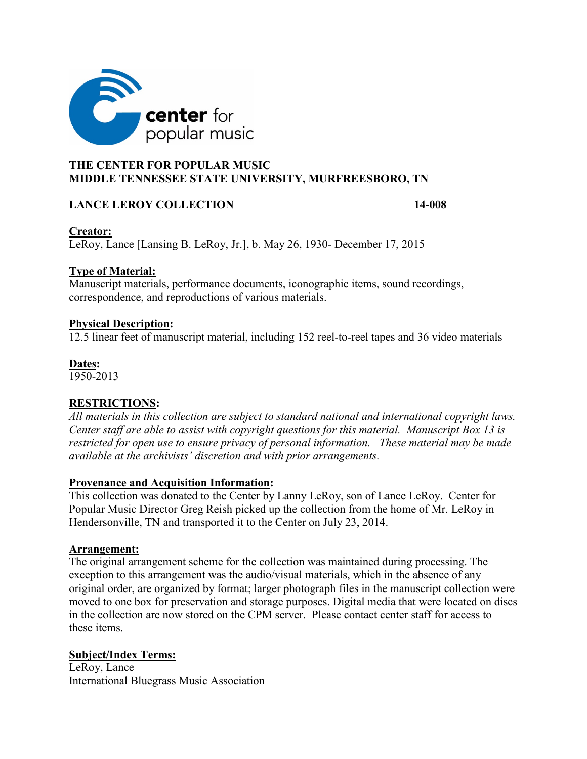center for popular music

**THE CENTER FOR POPULAR MUSIC**
**MIDDLE TENNESSEE STATE UNIVERSITY, MURFREESBORO, TN**

**LANCE LEROY COLLECTION** **14-008**

**Creator:**
LeRoy, Lance [Lansing B. LeRoy, Jr.], b. May 26, 1930- December 17, 2015

**Type of Material:**
Manuscript materials, performance documents, iconographic items, sound recordings, correspondence, and reproductions of various materials.

**Physical Description:**
12.5 linear feet of manuscript material, including 152 reel-to-reel tapes and 36 video materials

**Dates:**
1950-2013

**RESTRICTIONS:**
*All materials in this collection are subject to standard national and international copyright laws. Center staff are able to assist with copyright questions for this material. Manuscript Box 13 is restricted for open use to ensure privacy of personal information. These material may be made available at the archivists' discretion and with prior arrangements.*

**Provenance and Acquisition Information:**
This collection was donated to the Center by Lanny LeRoy, son of Lance LeRoy. Center for Popular Music Director Greg Reish picked up the collection from the home of Mr. LeRoy in Hendersonville, TN and transported it to the Center on July 23, 2014.

**Arrangement:**
The original arrangement scheme for the collection was maintained during processing. The exception to this arrangement was the audio/visual materials, which in the absence of any original order, are organized by format; larger photograph files in the manuscript collection were moved to one box for preservation and storage purposes. Digital media that were located on discs in the collection are now stored on the CPM server. Please contact center staff for access to these items.

**Subject/Index Terms:**
LeRoy, Lance
International Bluegrass Music Association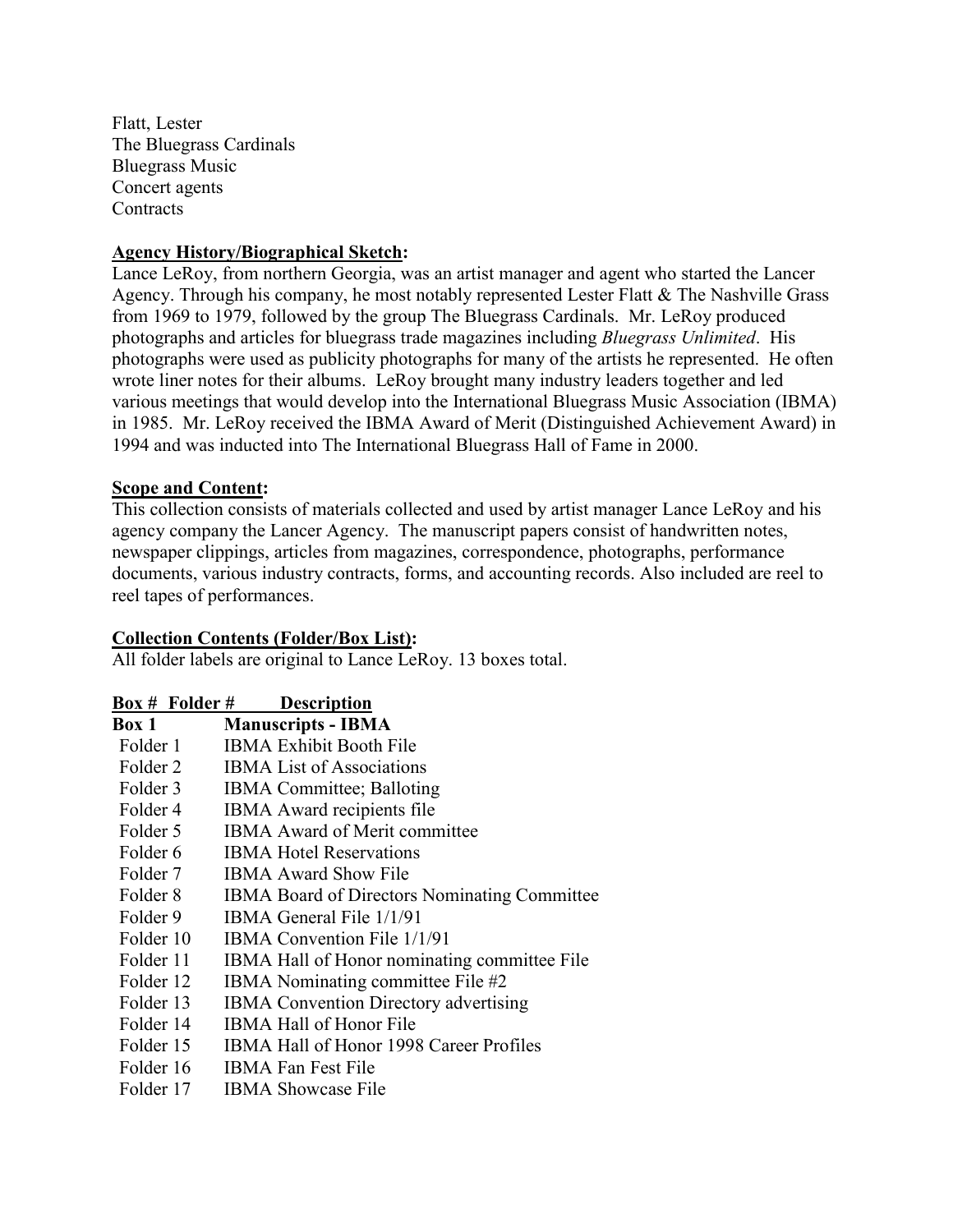Flatt, Lester
The Bluegrass Cardinals
Bluegrass Music
Concert agents
Contracts

**Agency History/Biographical Sketch:**
Lance LeRoy, from northern Georgia, was an artist manager and agent who started the Lancer Agency. Through his company, he most notably represented Lester Flatt & The Nashville Grass from 1969 to 1979, followed by the group The Bluegrass Cardinals. Mr. LeRoy produced photographs and articles for bluegrass trade magazines including *Bluegrass Unlimited*. His photographs were used as publicity photographs for many of the artists he represented. He often wrote liner notes for their albums. LeRoy brought many industry leaders together and led various meetings that would develop into the International Bluegrass Music Association (IBMA) in 1985. Mr. LeRoy received the IBMA Award of Merit (Distinguished Achievement Award) in 1994 and was inducted into The International Bluegrass Hall of Fame in 2000.

**Scope and Content:**
This collection consists of materials collected and used by artist manager Lance LeRoy and his agency company the Lancer Agency. The manuscript papers consist of handwritten notes, newspaper clippings, articles from magazines, correspondence, photographs, performance documents, various industry contracts, forms, and accounting records. Also included are reel to reel tapes of performances.

**Collection Contents (Folder/Box List):**
All folder labels are original to Lance LeRoy. 13 boxes total.

| Box # Folder # | Description |
|---|---|
| **Box 1** | **Manuscripts - IBMA** |
| Folder 1 | IBMA Exhibit Booth File |
| Folder 2 | IBMA List of Associations |
| Folder 3 | IBMA Committee; Balloting |
| Folder 4 | IBMA Award recipients file |
| Folder 5 | IBMA Award of Merit committee |
| Folder 6 | IBMA Hotel Reservations |
| Folder 7 | IBMA Award Show File |
| Folder 8 | IBMA Board of Directors Nominating Committee |
| Folder 9 | IBMA General File 1/1/91 |
| Folder 10 | IBMA Convention File 1/1/91 |
| Folder 11 | IBMA Hall of Honor nominating committee File |
| Folder 12 | IBMA Nominating committee File #2 |
| Folder 13 | IBMA Convention Directory advertising |
| Folder 14 | IBMA Hall of Honor File |
| Folder 15 | IBMA Hall of Honor 1998 Career Profiles |
| Folder 16 | IBMA Fan Fest File |
| Folder 17 | IBMA Showcase File |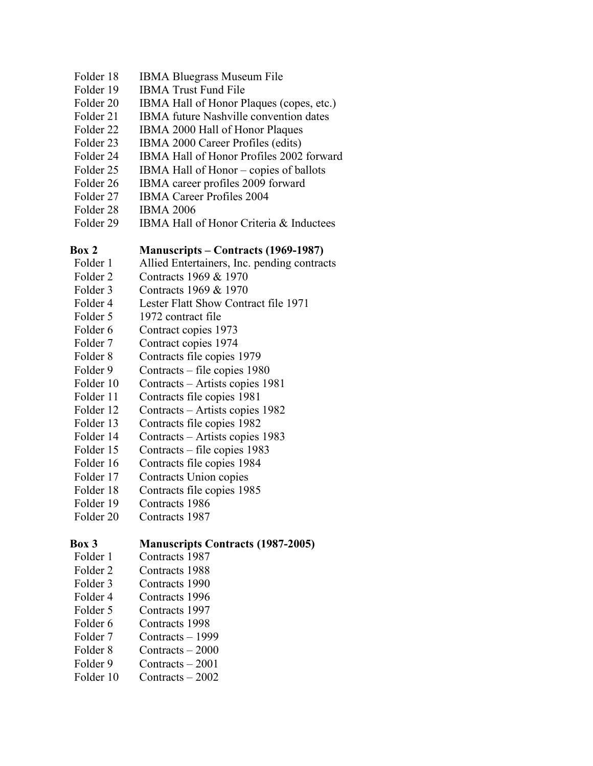Folder 18 IBMA Bluegrass Museum File
Folder 19 IBMA Trust Fund File
Folder 20 IBMA Hall of Honor Plaques (copes, etc.)
Folder 21 IBMA future Nashville convention dates
Folder 22 IBMA 2000 Hall of Honor Plaques
Folder 23 IBMA 2000 Career Profiles (edits)
Folder 24 IBMA Hall of Honor Profiles 2002 forward
Folder 25 IBMA Hall of Honor – copies of ballots
Folder 26 IBMA career profiles 2009 forward
Folder 27 IBMA Career Profiles 2004
Folder 28 IBMA 2006
Folder 29 IBMA Hall of Honor Criteria & Inductees

**Box 2 Manuscripts – Contracts (1969-1987)**

Folder 1 Allied Entertainers, Inc. pending contracts
Folder 2 Contracts 1969 & 1970
Folder 3 Contracts 1969 & 1970
Folder 4 Lester Flatt Show Contract file 1971
Folder 5 1972 contract file
Folder 6 Contract copies 1973
Folder 7 Contract copies 1974
Folder 8 Contracts file copies 1979
Folder 9 Contracts – file copies 1980
Folder 10 Contracts – Artists copies 1981
Folder 11 Contracts file copies 1981
Folder 12 Contracts – Artists copies 1982
Folder 13 Contracts file copies 1982
Folder 14 Contracts – Artists copies 1983
Folder 15 Contracts – file copies 1983
Folder 16 Contracts file copies 1984
Folder 17 Contracts Union copies
Folder 18 Contracts file copies 1985
Folder 19 Contracts 1986
Folder 20 Contracts 1987

**Box 3 Manuscripts Contracts (1987-2005)**

Folder 1 Contracts 1987
Folder 2 Contracts 1988
Folder 3 Contracts 1990
Folder 4 Contracts 1996
Folder 5 Contracts 1997
Folder 6 Contracts 1998
Folder 7 Contracts – 1999
Folder 8 Contracts – 2000
Folder 9 Contracts – 2001
Folder 10 Contracts – 2002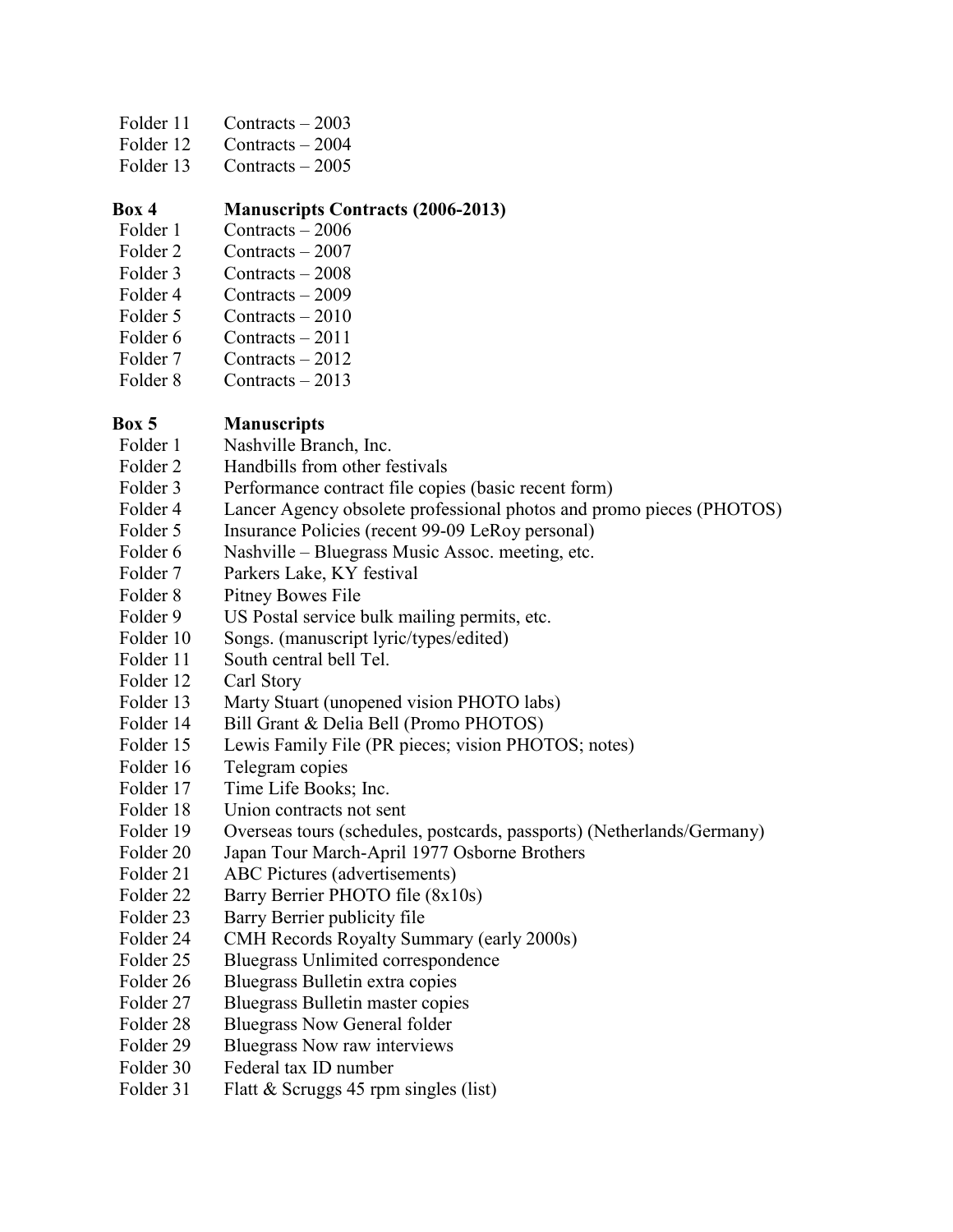| | |
|---|---|
| Folder 11 | Contracts – 2003 |
| Folder 12 | Contracts – 2004 |
| Folder 13 | Contracts – 2005 |

**Box 4 Manuscripts Contracts (2006-2013)**

| | |
|---|---|
| Folder 1 | Contracts – 2006 |
| Folder 2 | Contracts – 2007 |
| Folder 3 | Contracts – 2008 |
| Folder 4 | Contracts – 2009 |
| Folder 5 | Contracts – 2010 |
| Folder 6 | Contracts – 2011 |
| Folder 7 | Contracts – 2012 |
| Folder 8 | Contracts – 2013 |

**Box 5 Manuscripts**

| | |
|---|---|
| Folder 1 | Nashville Branch, Inc. |
| Folder 2 | Handbills from other festivals |
| Folder 3 | Performance contract file copies (basic recent form) |
| Folder 4 | Lancer Agency obsolete professional photos and promo pieces (PHOTOS) |
| Folder 5 | Insurance Policies (recent 99-09 LeRoy personal) |
| Folder 6 | Nashville – Bluegrass Music Assoc. meeting, etc. |
| Folder 7 | Parkers Lake, KY festival |
| Folder 8 | Pitney Bowes File |
| Folder 9 | US Postal service bulk mailing permits, etc. |
| Folder 10 | Songs. (manuscript lyric/types/edited) |
| Folder 11 | South central bell Tel. |
| Folder 12 | Carl Story |
| Folder 13 | Marty Stuart (unopened vision PHOTO labs) |
| Folder 14 | Bill Grant & Delia Bell (Promo PHOTOS) |
| Folder 15 | Lewis Family File (PR pieces; vision PHOTOS; notes) |
| Folder 16 | Telegram copies |
| Folder 17 | Time Life Books; Inc. |
| Folder 18 | Union contracts not sent |
| Folder 19 | Overseas tours (schedules, postcards, passports) (Netherlands/Germany) |
| Folder 20 | Japan Tour March-April 1977 Osborne Brothers |
| Folder 21 | ABC Pictures (advertisements) |
| Folder 22 | Barry Berrier PHOTO file (8x10s) |
| Folder 23 | Barry Berrier publicity file |
| Folder 24 | CMH Records Royalty Summary (early 2000s) |
| Folder 25 | Bluegrass Unlimited correspondence |
| Folder 26 | Bluegrass Bulletin extra copies |
| Folder 27 | Bluegrass Bulletin master copies |
| Folder 28 | Bluegrass Now General folder |
| Folder 29 | Bluegrass Now raw interviews |
| Folder 30 | Federal tax ID number |
| Folder 31 | Flatt & Scruggs 45 rpm singles (list) |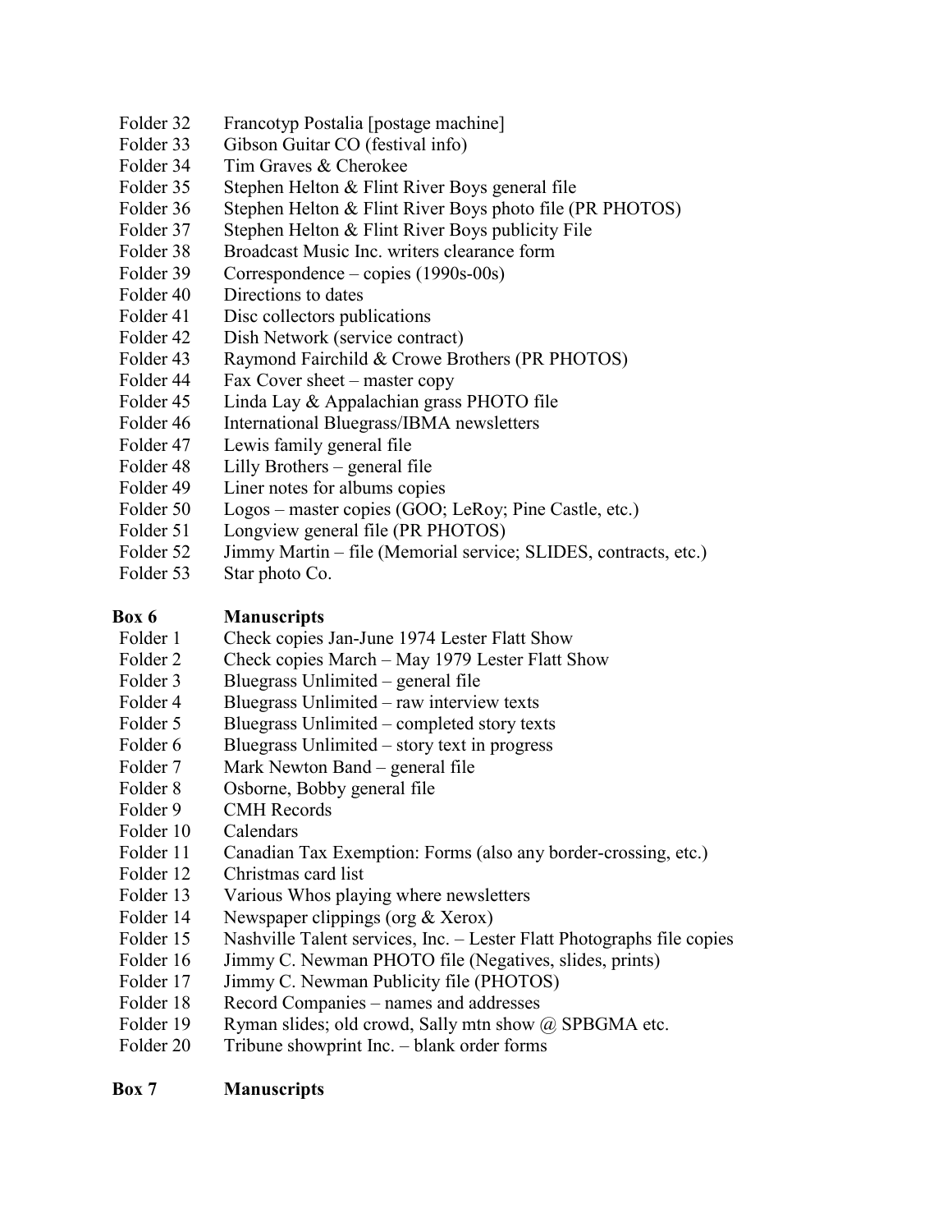Folder 32 Francotyp Postalia [postage machine]
Folder 33 Gibson Guitar CO (festival info)
Folder 34 Tim Graves & Cherokee
Folder 35 Stephen Helton & Flint River Boys general file
Folder 36 Stephen Helton & Flint River Boys photo file (PR PHOTOS)
Folder 37 Stephen Helton & Flint River Boys publicity File
Folder 38 Broadcast Music Inc. writers clearance form
Folder 39 Correspondence – copies (1990s-00s)
Folder 40 Directions to dates
Folder 41 Disc collectors publications
Folder 42 Dish Network (service contract)
Folder 43 Raymond Fairchild & Crowe Brothers (PR PHOTOS)
Folder 44 Fax Cover sheet – master copy
Folder 45 Linda Lay & Appalachian grass PHOTO file
Folder 46 International Bluegrass/IBMA newsletters
Folder 47 Lewis family general file
Folder 48 Lilly Brothers – general file
Folder 49 Liner notes for albums copies
Folder 50 Logos – master copies (GOO; LeRoy; Pine Castle, etc.)
Folder 51 Longview general file (PR PHOTOS)
Folder 52 Jimmy Martin – file (Memorial service; SLIDES, contracts, etc.)
Folder 53 Star photo Co.

**Box 6 Manuscripts**

Folder 1 Check copies Jan-June 1974 Lester Flatt Show
Folder 2 Check copies March – May 1979 Lester Flatt Show
Folder 3 Bluegrass Unlimited – general file
Folder 4 Bluegrass Unlimited – raw interview texts
Folder 5 Bluegrass Unlimited – completed story texts
Folder 6 Bluegrass Unlimited – story text in progress
Folder 7 Mark Newton Band – general file
Folder 8 Osborne, Bobby general file
Folder 9 CMH Records
Folder 10 Calendars
Folder 11 Canadian Tax Exemption: Forms (also any border-crossing, etc.)
Folder 12 Christmas card list
Folder 13 Various Whos playing where newsletters
Folder 14 Newspaper clippings (org & Xerox)
Folder 15 Nashville Talent services, Inc. – Lester Flatt Photographs file copies
Folder 16 Jimmy C. Newman PHOTO file (Negatives, slides, prints)
Folder 17 Jimmy C. Newman Publicity file (PHOTOS)
Folder 18 Record Companies – names and addresses
Folder 19 Ryman slides; old crowd, Sally mtn show @ SPBGMA etc.
Folder 20 Tribune showprint Inc. – blank order forms

**Box 7 Manuscripts**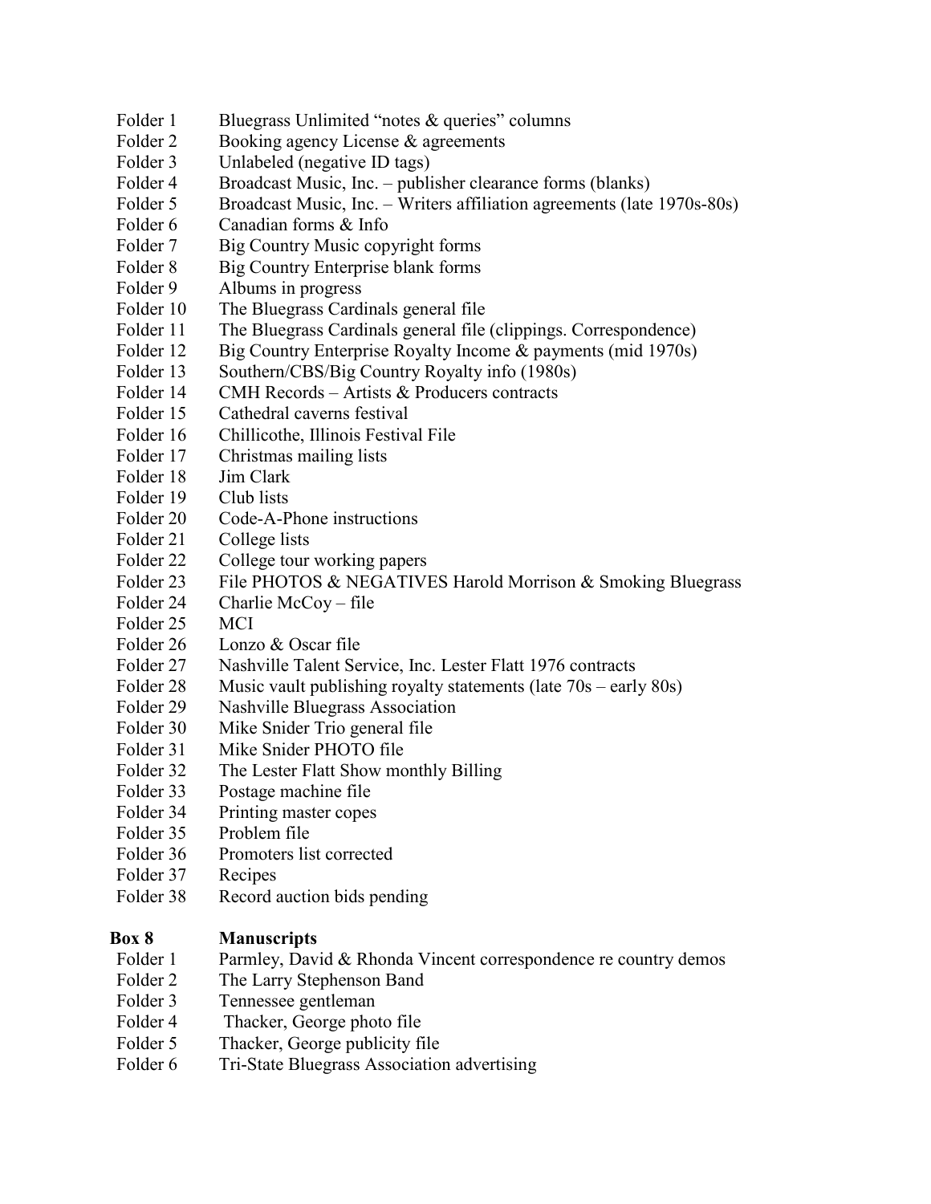Folder 1 Bluegrass Unlimited "notes & queries" columns
Folder 2 Booking agency License & agreements
Folder 3 Unlabeled (negative ID tags)
Folder 4 Broadcast Music, Inc. – publisher clearance forms (blanks)
Folder 5 Broadcast Music, Inc. – Writers affiliation agreements (late 1970s-80s)
Folder 6 Canadian forms & Info
Folder 7 Big Country Music copyright forms
Folder 8 Big Country Enterprise blank forms
Folder 9 Albums in progress
Folder 10 The Bluegrass Cardinals general file
Folder 11 The Bluegrass Cardinals general file (clippings. Correspondence)
Folder 12 Big Country Enterprise Royalty Income & payments (mid 1970s)
Folder 13 Southern/CBS/Big Country Royalty info (1980s)
Folder 14 CMH Records – Artists & Producers contracts
Folder 15 Cathedral caverns festival
Folder 16 Chillicothe, Illinois Festival File
Folder 17 Christmas mailing lists
Folder 18 Jim Clark
Folder 19 Club lists
Folder 20 Code-A-Phone instructions
Folder 21 College lists
Folder 22 College tour working papers
Folder 23 File PHOTOS & NEGATIVES Harold Morrison & Smoking Bluegrass
Folder 24 Charlie McCoy – file
Folder 25 MCI
Folder 26 Lonzo & Oscar file
Folder 27 Nashville Talent Service, Inc. Lester Flatt 1976 contracts
Folder 28 Music vault publishing royalty statements (late 70s – early 80s)
Folder 29 Nashville Bluegrass Association
Folder 30 Mike Snider Trio general file
Folder 31 Mike Snider PHOTO file
Folder 32 The Lester Flatt Show monthly Billing
Folder 33 Postage machine file
Folder 34 Printing master copes
Folder 35 Problem file
Folder 36 Promoters list corrected
Folder 37 Recipes
Folder 38 Record auction bids pending

**Box 8 Manuscripts**

Folder 1 Parmley, David & Rhonda Vincent correspondence re country demos
Folder 2 The Larry Stephenson Band
Folder 3 Tennessee gentleman
Folder 4 Thacker, George photo file
Folder 5 Thacker, George publicity file
Folder 6 Tri-State Bluegrass Association advertising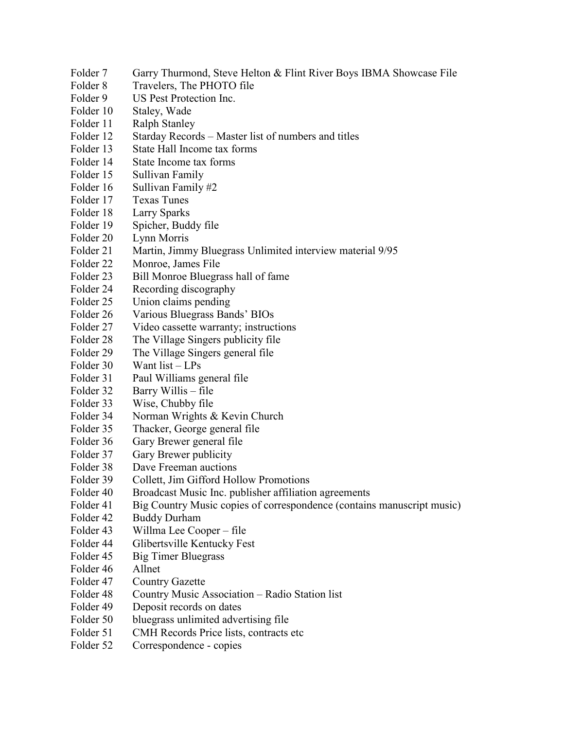Folder 7 Garry Thurmond, Steve Helton & Flint River Boys IBMA Showcase File
Folder 8 Travelers, The PHOTO file
Folder 9 US Pest Protection Inc.
Folder 10 Staley, Wade
Folder 11 Ralph Stanley
Folder 12 Starday Records – Master list of numbers and titles
Folder 13 State Hall Income tax forms
Folder 14 State Income tax forms
Folder 15 Sullivan Family
Folder 16 Sullivan Family #2
Folder 17 Texas Tunes
Folder 18 Larry Sparks
Folder 19 Spicher, Buddy file
Folder 20 Lynn Morris
Folder 21 Martin, Jimmy Bluegrass Unlimited interview material 9/95
Folder 22 Monroe, James File
Folder 23 Bill Monroe Bluegrass hall of fame
Folder 24 Recording discography
Folder 25 Union claims pending
Folder 26 Various Bluegrass Bands' BIOs
Folder 27 Video cassette warranty; instructions
Folder 28 The Village Singers publicity file
Folder 29 The Village Singers general file
Folder 30 Want list – LPs
Folder 31 Paul Williams general file
Folder 32 Barry Willis – file
Folder 33 Wise, Chubby file
Folder 34 Norman Wrights & Kevin Church
Folder 35 Thacker, George general file
Folder 36 Gary Brewer general file
Folder 37 Gary Brewer publicity
Folder 38 Dave Freeman auctions
Folder 39 Collett, Jim Gifford Hollow Promotions
Folder 40 Broadcast Music Inc. publisher affiliation agreements
Folder 41 Big Country Music copies of correspondence (contains manuscript music)
Folder 42 Buddy Durham
Folder 43 Willma Lee Cooper – file
Folder 44 Glibertsville Kentucky Fest
Folder 45 Big Timer Bluegrass
Folder 46 Allnet
Folder 47 Country Gazette
Folder 48 Country Music Association – Radio Station list
Folder 49 Deposit records on dates
Folder 50 bluegrass unlimited advertising file
Folder 51 CMH Records Price lists, contracts etc
Folder 52 Correspondence - copies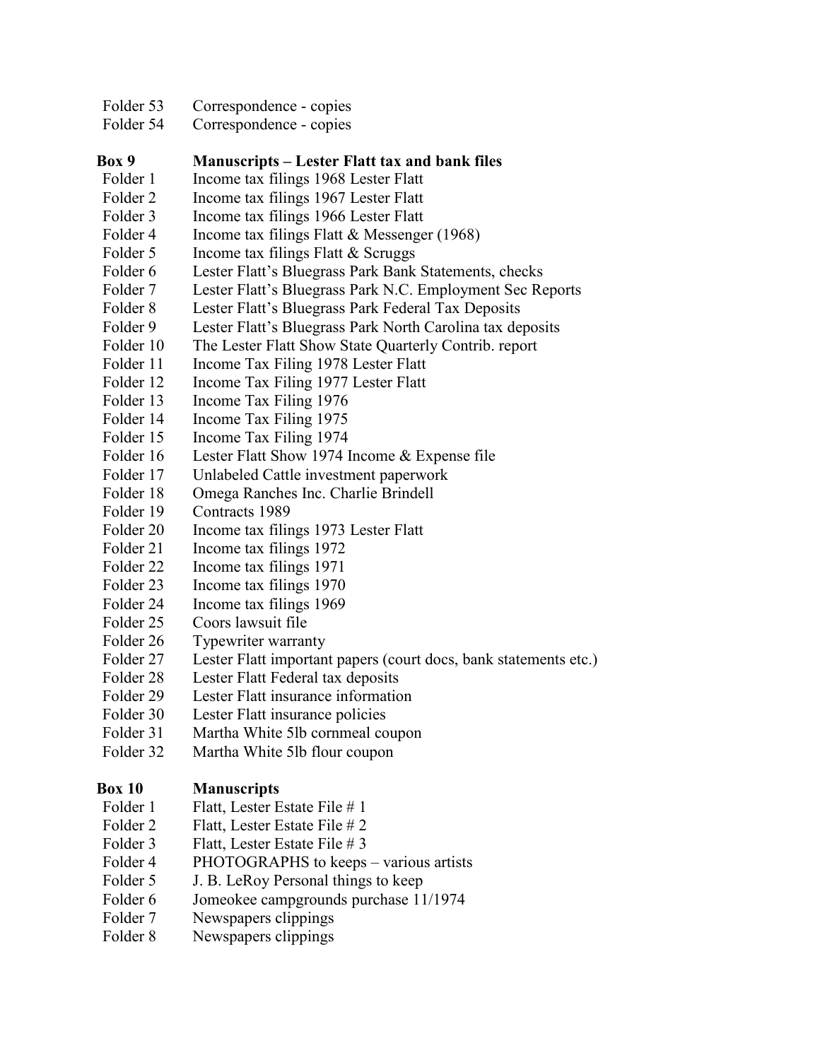| | |
|---|---|
| Folder 53 | Correspondence - copies |
| Folder 54 | Correspondence - copies |

**Box 9 Manuscripts – Lester Flatt tax and bank files**

| | |
|---|---|
| Folder 1 | Income tax filings 1968 Lester Flatt |
| Folder 2 | Income tax filings 1967 Lester Flatt |
| Folder 3 | Income tax filings 1966 Lester Flatt |
| Folder 4 | Income tax filings Flatt & Messenger (1968) |
| Folder 5 | Income tax filings Flatt & Scruggs |
| Folder 6 | Lester Flatt's Bluegrass Park Bank Statements, checks |
| Folder 7 | Lester Flatt's Bluegrass Park N.C. Employment Sec Reports |
| Folder 8 | Lester Flatt's Bluegrass Park Federal Tax Deposits |
| Folder 9 | Lester Flatt's Bluegrass Park North Carolina tax deposits |
| Folder 10 | The Lester Flatt Show State Quarterly Contrib. report |
| Folder 11 | Income Tax Filing 1978 Lester Flatt |
| Folder 12 | Income Tax Filing 1977 Lester Flatt |
| Folder 13 | Income Tax Filing 1976 |
| Folder 14 | Income Tax Filing 1975 |
| Folder 15 | Income Tax Filing 1974 |
| Folder 16 | Lester Flatt Show 1974 Income & Expense file |
| Folder 17 | Unlabeled Cattle investment paperwork |
| Folder 18 | Omega Ranches Inc. Charlie Brindell |
| Folder 19 | Contracts 1989 |
| Folder 20 | Income tax filings 1973 Lester Flatt |
| Folder 21 | Income tax filings 1972 |
| Folder 22 | Income tax filings 1971 |
| Folder 23 | Income tax filings 1970 |
| Folder 24 | Income tax filings 1969 |
| Folder 25 | Coors lawsuit file |
| Folder 26 | Typewriter warranty |
| Folder 27 | Lester Flatt important papers (court docs, bank statements etc.) |
| Folder 28 | Lester Flatt Federal tax deposits |
| Folder 29 | Lester Flatt insurance information |
| Folder 30 | Lester Flatt insurance policies |
| Folder 31 | Martha White 5lb cornmeal coupon |
| Folder 32 | Martha White 5lb flour coupon |

**Box 10 Manuscripts**

| | |
|---|---|
| Folder 1 | Flatt, Lester Estate File # 1 |
| Folder 2 | Flatt, Lester Estate File # 2 |
| Folder 3 | Flatt, Lester Estate File # 3 |
| Folder 4 | PHOTOGRAPHS to keeps – various artists |
| Folder 5 | J. B. LeRoy Personal things to keep |
| Folder 6 | Jomeokee campgrounds purchase 11/1974 |
| Folder 7 | Newspapers clippings |
| Folder 8 | Newspapers clippings |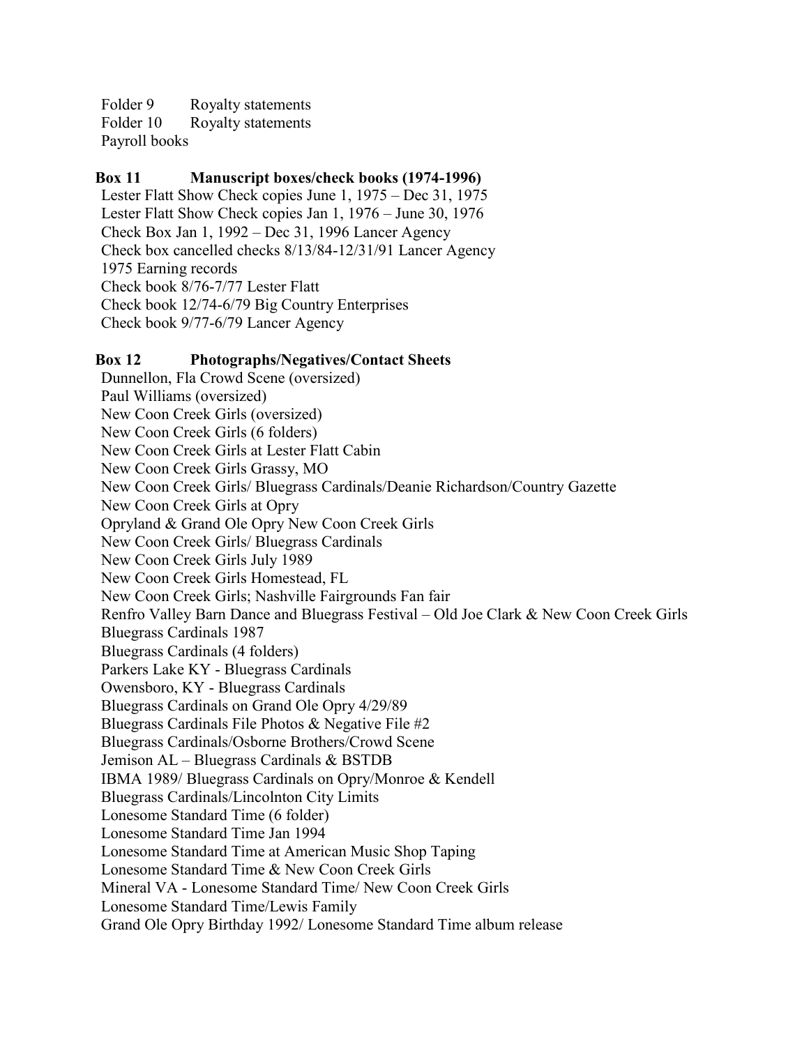Folder 9 Royalty statements
Folder 10 Royalty statements
Payroll books

**Box 11 Manuscript boxes/check books (1974-1996)**

Lester Flatt Show Check copies June 1, 1975 – Dec 31, 1975
Lester Flatt Show Check copies Jan 1, 1976 – June 30, 1976
Check Box Jan 1, 1992 – Dec 31, 1996 Lancer Agency
Check box cancelled checks 8/13/84-12/31/91 Lancer Agency
1975 Earning records
Check book 8/76-7/77 Lester Flatt
Check book 12/74-6/79 Big Country Enterprises
Check book 9/77-6/79 Lancer Agency

**Box 12 Photographs/Negatives/Contact Sheets**

Dunnellon, Fla Crowd Scene (oversized)
Paul Williams (oversized)
New Coon Creek Girls (oversized)
New Coon Creek Girls (6 folders)
New Coon Creek Girls at Lester Flatt Cabin
New Coon Creek Girls Grassy, MO
New Coon Creek Girls/ Bluegrass Cardinals/Deanie Richardson/Country Gazette
New Coon Creek Girls at Opry
Opryland & Grand Ole Opry New Coon Creek Girls
New Coon Creek Girls/ Bluegrass Cardinals
New Coon Creek Girls July 1989
New Coon Creek Girls Homestead, FL
New Coon Creek Girls; Nashville Fairgrounds Fan fair
Renfro Valley Barn Dance and Bluegrass Festival – Old Joe Clark & New Coon Creek Girls
Bluegrass Cardinals 1987
Bluegrass Cardinals (4 folders)
Parkers Lake KY - Bluegrass Cardinals
Owensboro, KY - Bluegrass Cardinals
Bluegrass Cardinals on Grand Ole Opry 4/29/89
Bluegrass Cardinals File Photos & Negative File #2
Bluegrass Cardinals/Osborne Brothers/Crowd Scene
Jemison AL – Bluegrass Cardinals & BSTDB
IBMA 1989/ Bluegrass Cardinals on Opry/Monroe & Kendell
Bluegrass Cardinals/Lincolnton City Limits
Lonesome Standard Time (6 folder)
Lonesome Standard Time Jan 1994
Lonesome Standard Time at American Music Shop Taping
Lonesome Standard Time & New Coon Creek Girls
Mineral VA - Lonesome Standard Time/ New Coon Creek Girls
Lonesome Standard Time/Lewis Family
Grand Ole Opry Birthday 1992/ Lonesome Standard Time album release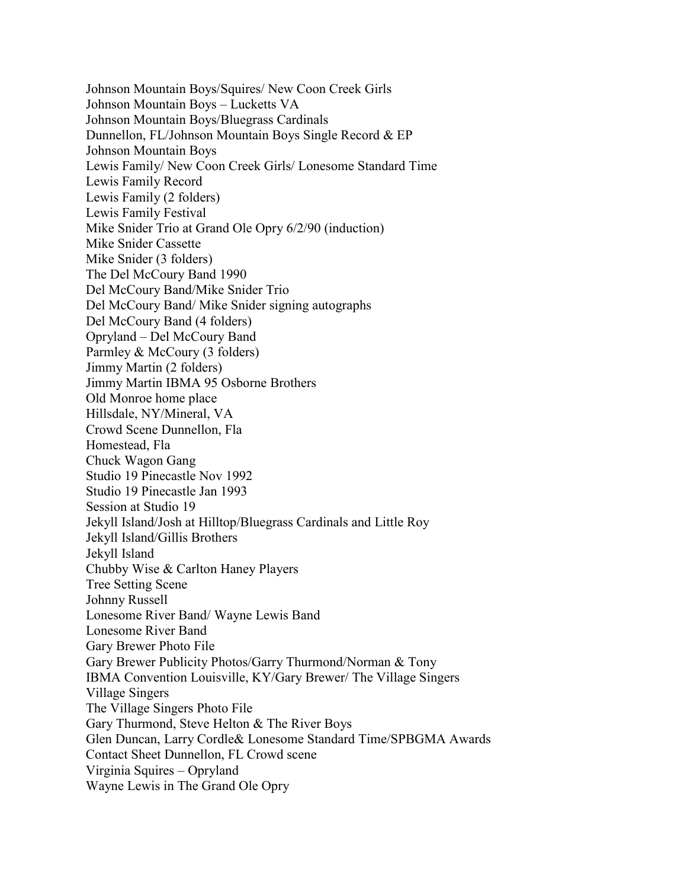Johnson Mountain Boys/Squires/ New Coon Creek Girls
Johnson Mountain Boys – Lucketts VA
Johnson Mountain Boys/Bluegrass Cardinals
Dunnellon, FL/Johnson Mountain Boys Single Record & EP
Johnson Mountain Boys
Lewis Family/ New Coon Creek Girls/ Lonesome Standard Time
Lewis Family Record
Lewis Family (2 folders)
Lewis Family Festival
Mike Snider Trio at Grand Ole Opry 6/2/90 (induction)
Mike Snider Cassette
Mike Snider (3 folders)
The Del McCoury Band 1990
Del McCoury Band/Mike Snider Trio
Del McCoury Band/ Mike Snider signing autographs
Del McCoury Band (4 folders)
Opryland – Del McCoury Band
Parmley & McCoury (3 folders)
Jimmy Martin (2 folders)
Jimmy Martin IBMA 95 Osborne Brothers
Old Monroe home place
Hillsdale, NY/Mineral, VA
Crowd Scene Dunnellon, Fla
Homestead, Fla
Chuck Wagon Gang
Studio 19 Pinecastle Nov 1992
Studio 19 Pinecastle Jan 1993
Session at Studio 19
Jekyll Island/Josh at Hilltop/Bluegrass Cardinals and Little Roy
Jekyll Island/Gillis Brothers
Jekyll Island
Chubby Wise & Carlton Haney Players
Tree Setting Scene
Johnny Russell
Lonesome River Band/ Wayne Lewis Band
Lonesome River Band
Gary Brewer Photo File
Gary Brewer Publicity Photos/Garry Thurmond/Norman & Tony
IBMA Convention Louisville, KY/Gary Brewer/ The Village Singers
Village Singers
The Village Singers Photo File
Gary Thurmond, Steve Helton & The River Boys
Glen Duncan, Larry Cordle& Lonesome Standard Time/SPBGMA Awards
Contact Sheet Dunnellon, FL Crowd scene
Virginia Squires – Opryland
Wayne Lewis in The Grand Ole Opry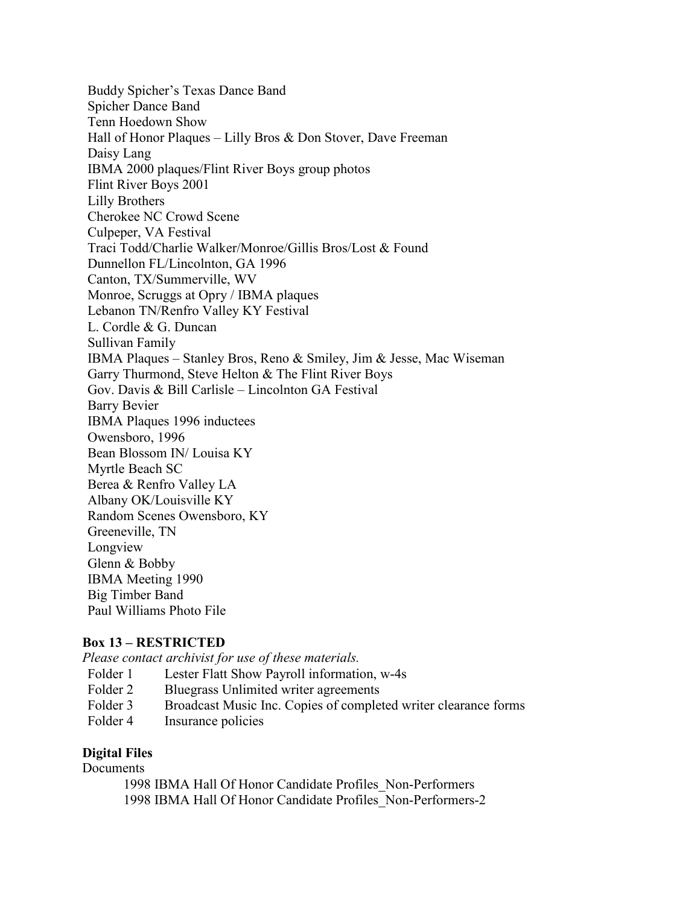Buddy Spicher's Texas Dance Band
Spicher Dance Band
Tenn Hoedown Show
Hall of Honor Plaques – Lilly Bros & Don Stover, Dave Freeman
Daisy Lang
IBMA 2000 plaques/Flint River Boys group photos
Flint River Boys 2001
Lilly Brothers
Cherokee NC Crowd Scene
Culpeper, VA Festival
Traci Todd/Charlie Walker/Monroe/Gillis Bros/Lost & Found
Dunnellon FL/Lincolnton, GA 1996
Canton, TX/Summerville, WV
Monroe, Scruggs at Opry / IBMA plaques
Lebanon TN/Renfro Valley KY Festival
L. Cordle & G. Duncan
Sullivan Family
IBMA Plaques – Stanley Bros, Reno & Smiley, Jim & Jesse, Mac Wiseman
Garry Thurmond, Steve Helton & The Flint River Boys
Gov. Davis & Bill Carlisle – Lincolnton GA Festival
Barry Bevier
IBMA Plaques 1996 inductees
Owensboro, 1996
Bean Blossom IN/ Louisa KY
Myrtle Beach SC
Berea & Renfro Valley LA
Albany OK/Louisville KY
Random Scenes Owensboro, KY
Greeneville, TN
Longview
Glenn & Bobby
IBMA Meeting 1990
Big Timber Band
Paul Williams Photo File

**Box 13 – RESTRICTED**

*Please contact archivist for use of these materials.*

Folder 1 Lester Flatt Show Payroll information, w-4s
Folder 2 Bluegrass Unlimited writer agreements
Folder 3 Broadcast Music Inc. Copies of completed writer clearance forms
Folder 4 Insurance policies

**Digital Files**

Documents

1998 IBMA Hall Of Honor Candidate Profiles_Non-Performers
1998 IBMA Hall Of Honor Candidate Profiles_Non-Performers-2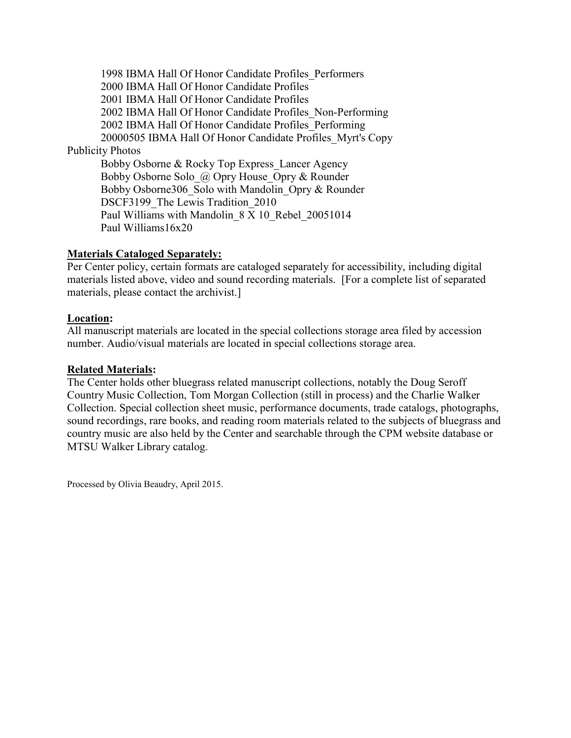1998 IBMA Hall Of Honor Candidate Profiles_Performers
2000 IBMA Hall Of Honor Candidate Profiles
2001 IBMA Hall Of Honor Candidate Profiles
2002 IBMA Hall Of Honor Candidate Profiles_Non-Performing
2002 IBMA Hall Of Honor Candidate Profiles_Performing
20000505 IBMA Hall Of Honor Candidate Profiles_Myrt's Copy

Publicity Photos

Bobby Osborne & Rocky Top Express_Lancer Agency
Bobby Osborne Solo_@ Opry House_Opry & Rounder
Bobby Osborne306_Solo with Mandolin_Opry & Rounder
DSCF3199_The Lewis Tradition_2010
Paul Williams with Mandolin_8 X 10_Rebel_20051014
Paul Williams16x20

**Materials Cataloged Separately:**

Per Center policy, certain formats are cataloged separately for accessibility, including digital materials listed above, video and sound recording materials. [For a complete list of separated materials, please contact the archivist.]

**Location:**

All manuscript materials are located in the special collections storage area filed by accession number. Audio/visual materials are located in special collections storage area.

**Related Materials:**

The Center holds other bluegrass related manuscript collections, notably the Doug Seroff Country Music Collection, Tom Morgan Collection (still in process) and the Charlie Walker Collection. Special collection sheet music, performance documents, trade catalogs, photographs, sound recordings, rare books, and reading room materials related to the subjects of bluegrass and country music are also held by the Center and searchable through the CPM website database or MTSU Walker Library catalog.

Processed by Olivia Beaudry, April 2015.